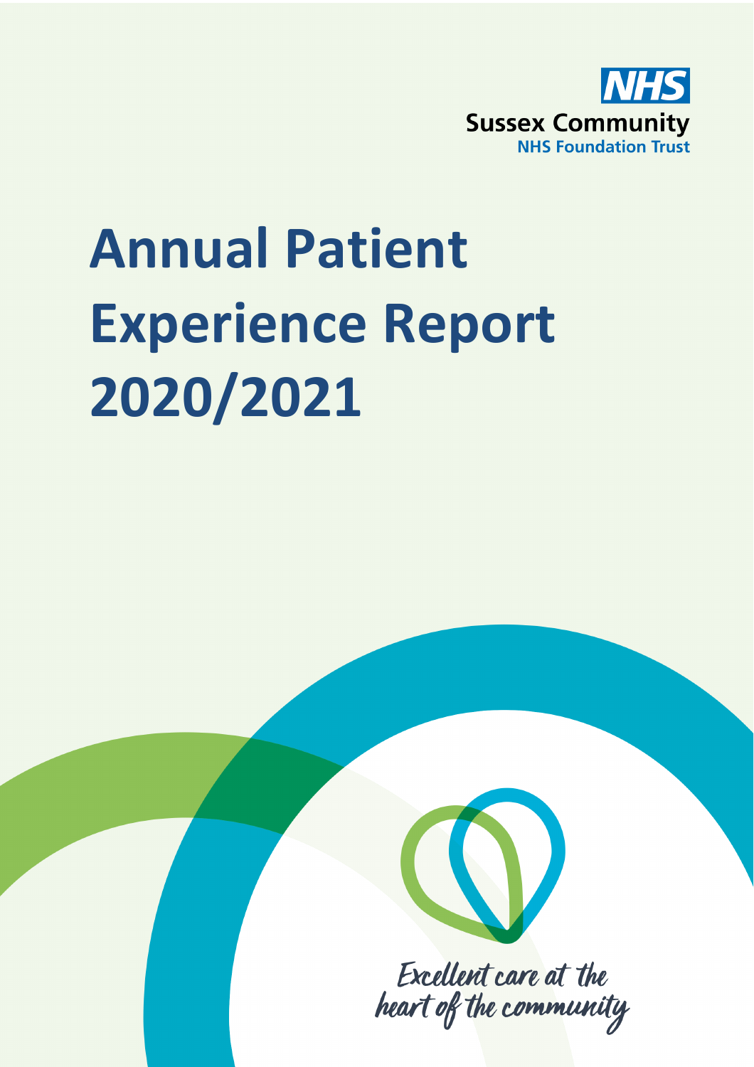NHS
Sussex Community
NHS Foundation Trust

# Annual Patient Experience Report 2020/2021

*Excellent care at the heart of the community*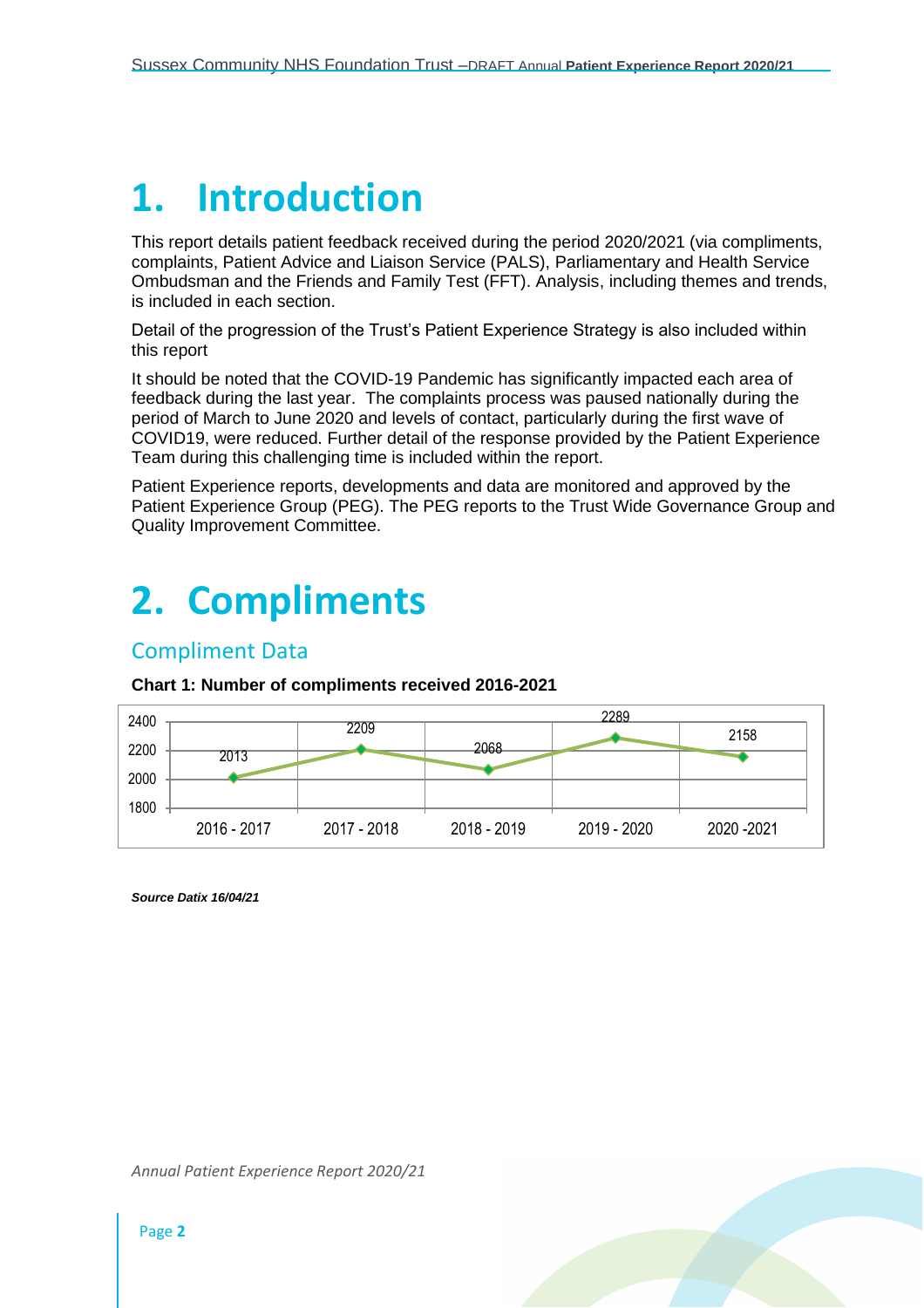# 1. Introduction

This report details patient feedback received during the period 2020/2021 (via compliments, complaints, Patient Advice and Liaison Service (PALS), Parliamentary and Health Service Ombudsman and the Friends and Family Test (FFT). Analysis, including themes and trends, is included in each section.

Detail of the progression of the Trust's Patient Experience Strategy is also included within this report

It should be noted that the COVID-19 Pandemic has significantly impacted each area of feedback during the last year. The complaints process was paused nationally during the period of March to June 2020 and levels of contact, particularly during the first wave of COVID19, were reduced. Further detail of the response provided by the Patient Experience Team during this challenging time is included within the report.

Patient Experience reports, developments and data are monitored and approved by the Patient Experience Group (PEG). The PEG reports to the Trust Wide Governance Group and Quality Improvement Committee.

# 2. Compliments

## Compliment Data

**Chart 1: Number of compliments received 2016-2021**

| Year | Compliments |
|---|---|
| 2016 - 2017 | 2013 |
| 2017 - 2018 | 2209 |
| 2018 - 2019 | 2068 |
| 2019 - 2020 | 2289 |
| 2020 -2021 | 2158 |

***Source Datix 16/04/21***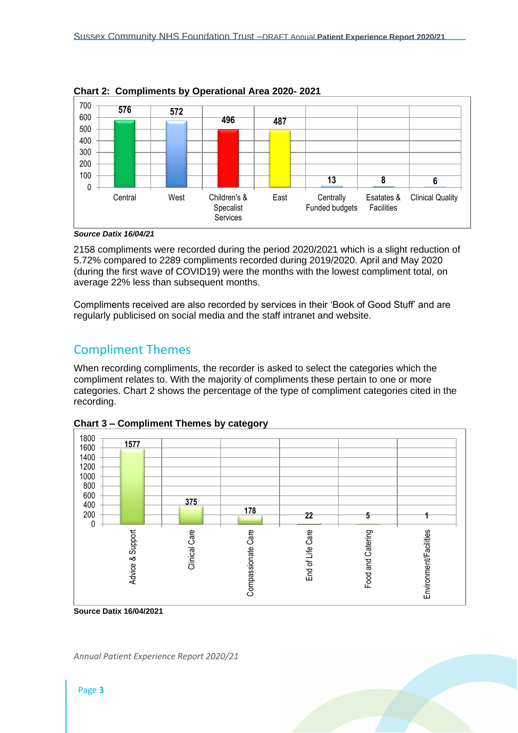**Chart 2: Compliments by Operational Area 2020- 2021**

| Operational Area | Compliments |
|---|---|
| Central | 576 |
| West | 572 |
| Children's & Specalist Services | 496 |
| East | 487 |
| Centrally Funded budgets | 13 |
| Esatates & Facilities | 8 |
| Clinical Quality | 6 |

***Source Datix 16/04/21***

2158 compliments were recorded during the period 2020/2021 which is a slight reduction of 5.72% compared to 2289 compliments recorded during 2019/2020. April and May 2020 (during the first wave of COVID19) were the months with the lowest compliment total, on average 22% less than subsequent months.

Compliments received are also recorded by services in their 'Book of Good Stuff' and are regularly publicised on social media and the staff intranet and website.

## Compliment Themes

When recording compliments, the recorder is asked to select the categories which the compliment relates to. With the majority of compliments these pertain to one or more categories. Chart 2 shows the percentage of the type of compliment categories cited in the recording.

**Chart 3 – Compliment Themes by category**

| Category | Compliments |
|---|---|
| Advice & Support | 1577 |
| Clinical Care | 375 |
| Compassionate Care | 178 |
| End of Life Care | 22 |
| Food and Catering | 5 |
| Environment/Facilities | 1 |

**Source Datix 16/04/2021**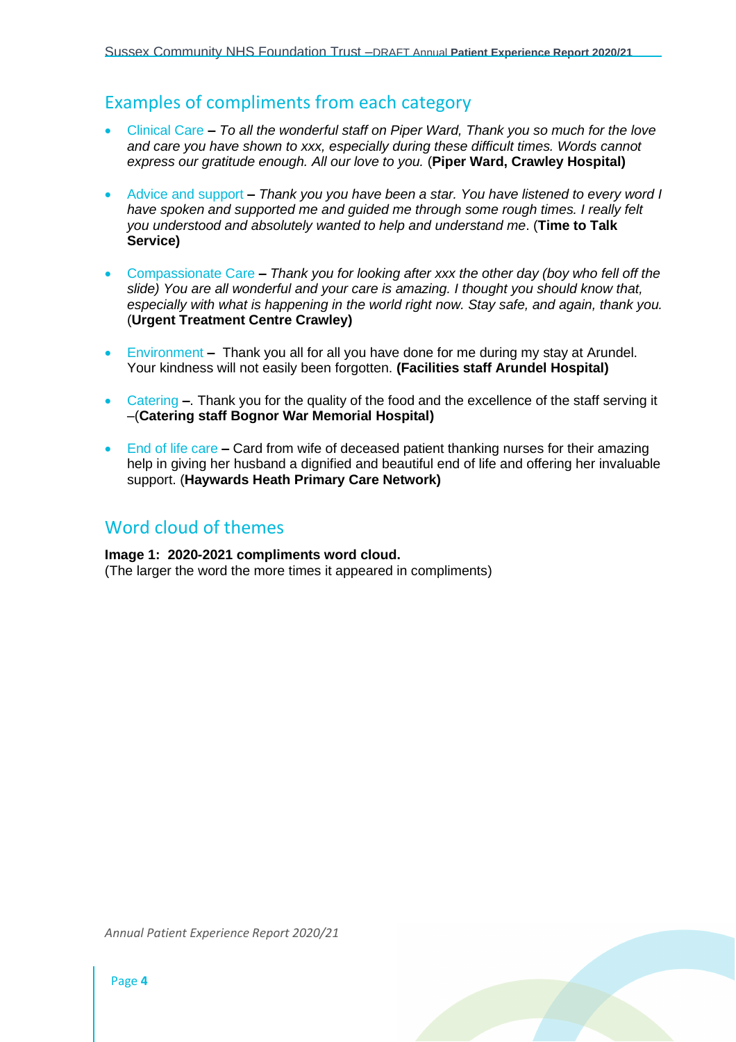## Examples of compliments from each category

- Clinical Care **–** *To all the wonderful staff on Piper Ward, Thank you so much for the love and care you have shown to xxx, especially during these difficult times. Words cannot express our gratitude enough. All our love to you.* (**Piper Ward, Crawley Hospital)**

- Advice and support **–** *Thank you you have been a star. You have listened to every word I have spoken and supported me and guided me through some rough times. I really felt you understood and absolutely wanted to help and understand me*. (**Time to Talk Service)**

- Compassionate Care **–** *Thank you for looking after xxx the other day (boy who fell off the slide) You are all wonderful and your care is amazing. I thought you should know that, especially with what is happening in the world right now. Stay safe, and again, thank you.* (**Urgent Treatment Centre Crawley)**

- Environment **–** Thank you all for all you have done for me during my stay at Arundel. Your kindness will not easily been forgotten. **(Facilities staff Arundel Hospital)**

- Catering **–**. Thank you for the quality of the food and the excellence of the staff serving it –(**Catering staff Bognor War Memorial Hospital)**

- End of life care **–** Card from wife of deceased patient thanking nurses for their amazing help in giving her husband a dignified and beautiful end of life and offering her invaluable support. (**Haywards Heath Primary Care Network)**

## Word cloud of themes

**Image 1: 2020-2021 compliments word cloud.**
(The larger the word the more times it appeared in compliments)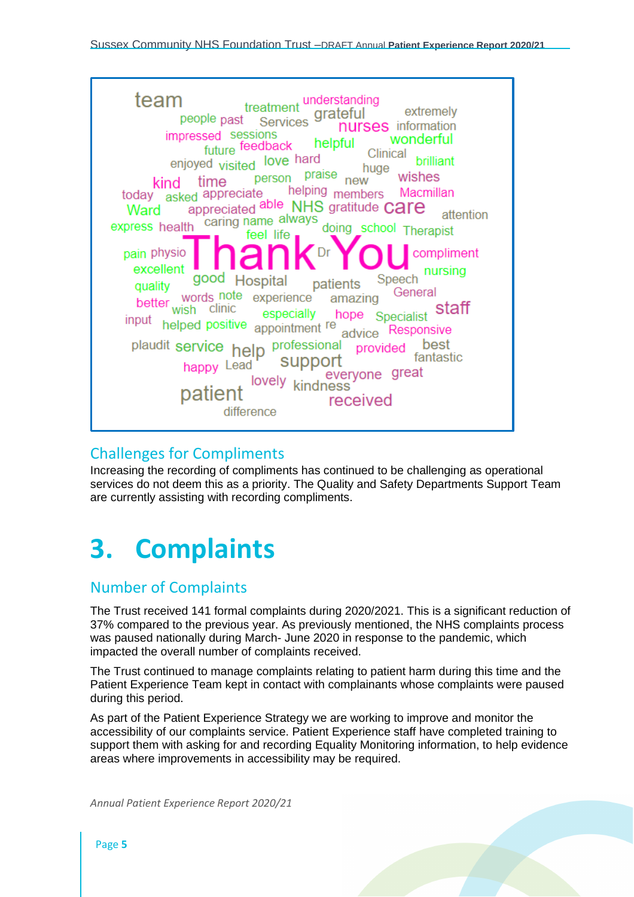## Challenges for Compliments

Increasing the recording of compliments has continued to be challenging as operational services do not deem this as a priority. The Quality and Safety Departments Support Team are currently assisting with recording compliments.

# 3. Complaints

## Number of Complaints

The Trust received 141 formal complaints during 2020/2021. This is a significant reduction of 37% compared to the previous year. As previously mentioned, the NHS complaints process was paused nationally during March- June 2020 in response to the pandemic, which impacted the overall number of complaints received.

The Trust continued to manage complaints relating to patient harm during this time and the Patient Experience Team kept in contact with complainants whose complaints were paused during this period.

As part of the Patient Experience Strategy we are working to improve and monitor the accessibility of our complaints service. Patient Experience staff have completed training to support them with asking for and recording Equality Monitoring information, to help evidence areas where improvements in accessibility may be required.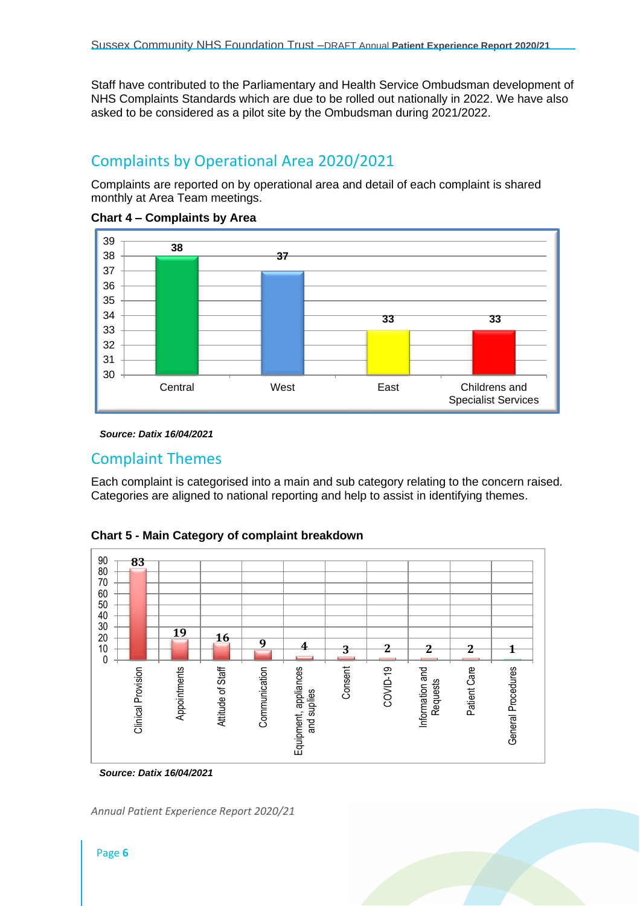Staff have contributed to the Parliamentary and Health Service Ombudsman development of NHS Complaints Standards which are due to be rolled out nationally in 2022. We have also asked to be considered as a pilot site by the Ombudsman during 2021/2022.

## Complaints by Operational Area 2020/2021

Complaints are reported on by operational area and detail of each complaint is shared monthly at Area Team meetings.

**Chart 4 – Complaints by Area**

| Area | Complaints |
|---|---|
| Central | 38 |
| West | 37 |
| East | 33 |
| Childrens and Specialist Services | 33 |

***Source: Datix 16/04/2021***

## Complaint Themes

Each complaint is categorised into a main and sub category relating to the concern raised. Categories are aligned to national reporting and help to assist in identifying themes.

**Chart 5 - Main Category of complaint breakdown**

| Category | Complaints |
|---|---|
| Clinical Provision | 83 |
| Appointments | 19 |
| Attitude of Staff | 16 |
| Communication | 9 |
| Equipment, appliances and suplies | 4 |
| Consent | 3 |
| COVID-19 | 2 |
| Information and Requests | 2 |
| Patient Care | 2 |
| General Procedures | 1 |

***Source: Datix 16/04/2021***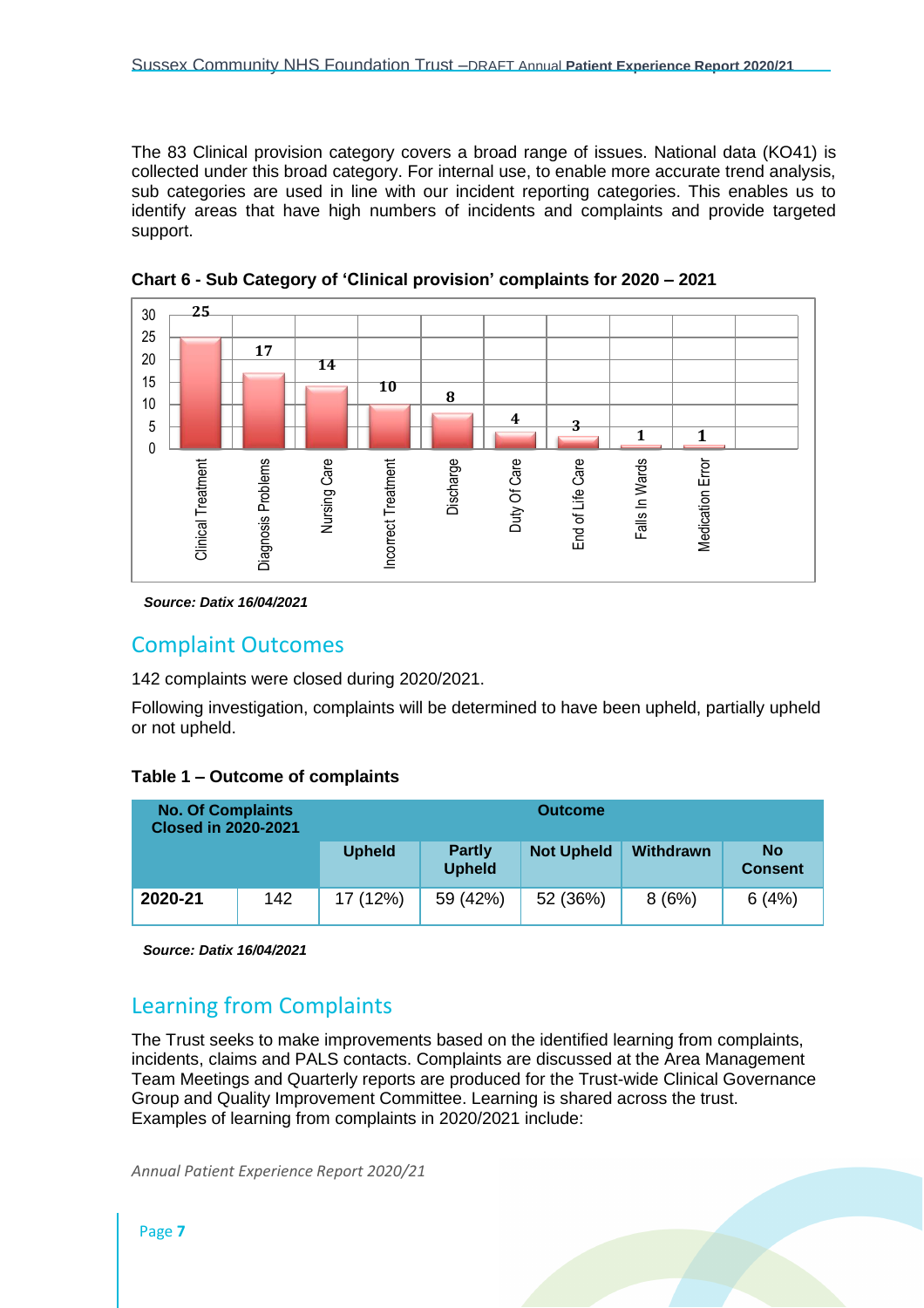The 83 Clinical provision category covers a broad range of issues. National data (KO41) is collected under this broad category. For internal use, to enable more accurate trend analysis, sub categories are used in line with our incident reporting categories. This enables us to identify areas that have high numbers of incidents and complaints and provide targeted support.

**Chart 6 - Sub Category of 'Clinical provision' complaints for 2020 – 2021**

| Sub Category | Number |
|---|---|
| Clinical Treatment | 25 |
| Diagnosis Problems | 17 |
| Nursing Care | 14 |
| Incorrect Treatment | 10 |
| Discharge | 8 |
| Duty Of Care | 4 |
| End of Life Care | 3 |
| Falls In Wards | 1 |
| Medication Error | 1 |

***Source: Datix 16/04/2021***

## Complaint Outcomes

142 complaints were closed during 2020/2021.

Following investigation, complaints will be determined to have been upheld, partially upheld or not upheld.

**Table 1 – Outcome of complaints**

| No. Of Complaints Closed in 2020-2021 | | Outcome | | | | |
|---|---|---|---|---|---|---|
| | | Upheld | Partly Upheld | Not Upheld | Withdrawn | No Consent |
| **2020-21** | 142 | 17 (12%) | 59 (42%) | 52 (36%) | 8 (6%) | 6 (4%) |

***Source: Datix 16/04/2021***

## Learning from Complaints

The Trust seeks to make improvements based on the identified learning from complaints, incidents, claims and PALS contacts. Complaints are discussed at the Area Management Team Meetings and Quarterly reports are produced for the Trust-wide Clinical Governance Group and Quality Improvement Committee. Learning is shared across the trust. Examples of learning from complaints in 2020/2021 include: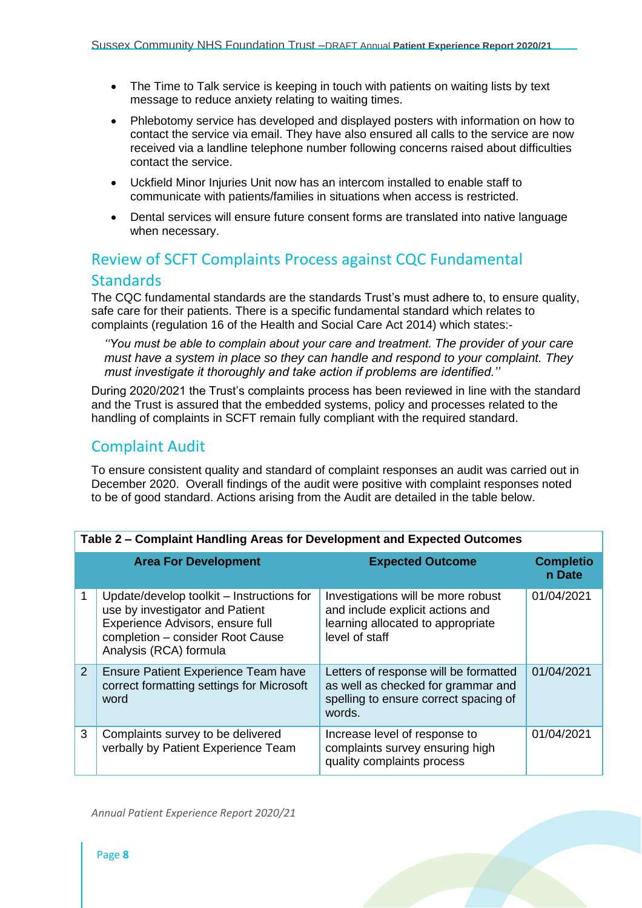- The Time to Talk service is keeping in touch with patients on waiting lists by text message to reduce anxiety relating to waiting times.
- Phlebotomy service has developed and displayed posters with information on how to contact the service via email. They have also ensured all calls to the service are now received via a landline telephone number following concerns raised about difficulties contact the service.
- Uckfield Minor Injuries Unit now has an intercom installed to enable staff to communicate with patients/families in situations when access is restricted.
- Dental services will ensure future consent forms are translated into native language when necessary.

## Review of SCFT Complaints Process against CQC Fundamental Standards

The CQC fundamental standards are the standards Trust's must adhere to, to ensure quality, safe care for their patients. There is a specific fundamental standard which relates to complaints (regulation 16 of the Health and Social Care Act 2014) which states:-

*''You must be able to complain about your care and treatment. The provider of your care must have a system in place so they can handle and respond to your complaint. They must investigate it thoroughly and take action if problems are identified.''*

During 2020/2021 the Trust's complaints process has been reviewed in line with the standard and the Trust is assured that the embedded systems, policy and processes related to the handling of complaints in SCFT remain fully compliant with the required standard.

## Complaint Audit

To ensure consistent quality and standard of complaint responses an audit was carried out in December 2020. Overall findings of the audit were positive with complaint responses noted to be of good standard. Actions arising from the Audit are detailed in the table below.

**Table 2 – Complaint Handling Areas for Development and Expected Outcomes**

| | Area For Development | Expected Outcome | Completion Date |
|---|---|---|---|
| 1 | Update/develop toolkit – Instructions for use by investigator and Patient Experience Advisors, ensure full completion – consider Root Cause Analysis (RCA) formula | Investigations will be more robust and include explicit actions and learning allocated to appropriate level of staff | 01/04/2021 |
| 2 | Ensure Patient Experience Team have correct formatting settings for Microsoft word | Letters of response will be formatted as well as checked for grammar and spelling to ensure correct spacing of words. | 01/04/2021 |
| 3 | Complaints survey to be delivered verbally by Patient Experience Team | Increase level of response to complaints survey ensuring high quality complaints process | 01/04/2021 |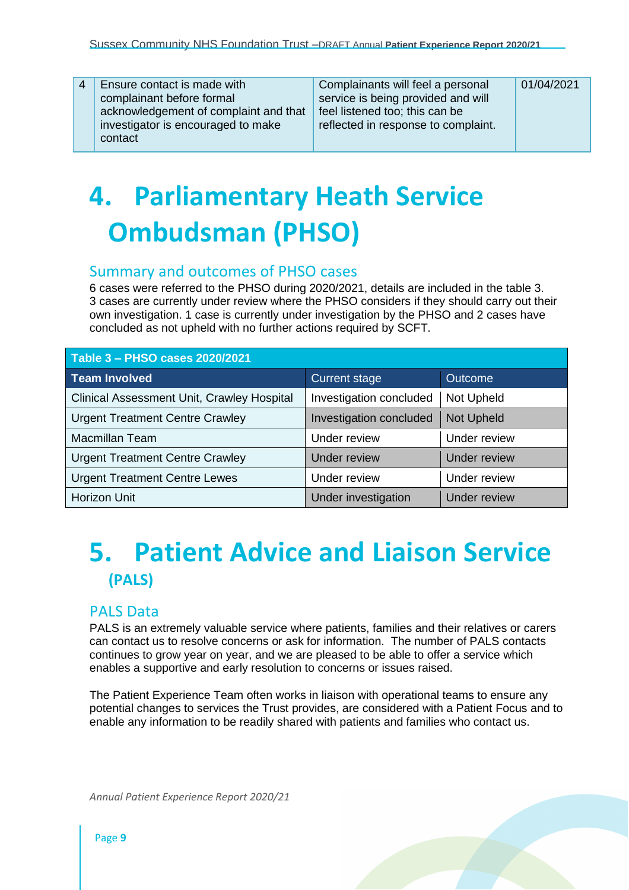| 4 | Ensure contact is made with complainant before formal acknowledgement of complaint and that investigator is encouraged to make contact | Complainants will feel a personal service is being provided and will feel listened too; this can be reflected in response to complaint. | 01/04/2021 |
|---|---|---|---|

# 4. Parliamentary Heath Service Ombudsman (PHSO)

## Summary and outcomes of PHSO cases

6 cases were referred to the PHSO during 2020/2021, details are included in the table 3. 3 cases are currently under review where the PHSO considers if they should carry out their own investigation. 1 case is currently under investigation by the PHSO and 2 cases have concluded as not upheld with no further actions required by SCFT.

**Table 3 – PHSO cases 2020/2021**

| **Team Involved** | Current stage | Outcome |
|---|---|---|
| Clinical Assessment Unit, Crawley Hospital | Investigation concluded | Not Upheld |
| Urgent Treatment Centre Crawley | Investigation concluded | Not Upheld |
| Macmillan Team | Under review | Under review |
| Urgent Treatment Centre Crawley | Under review | Under review |
| Urgent Treatment Centre Lewes | Under review | Under review |
| Horizon Unit | Under investigation | Under review |

# 5. Patient Advice and Liaison Service (PALS)

## PALS Data

PALS is an extremely valuable service where patients, families and their relatives or carers can contact us to resolve concerns or ask for information. The number of PALS contacts continues to grow year on year, and we are pleased to be able to offer a service which enables a supportive and early resolution to concerns or issues raised.

The Patient Experience Team often works in liaison with operational teams to ensure any potential changes to services the Trust provides, are considered with a Patient Focus and to enable any information to be readily shared with patients and families who contact us.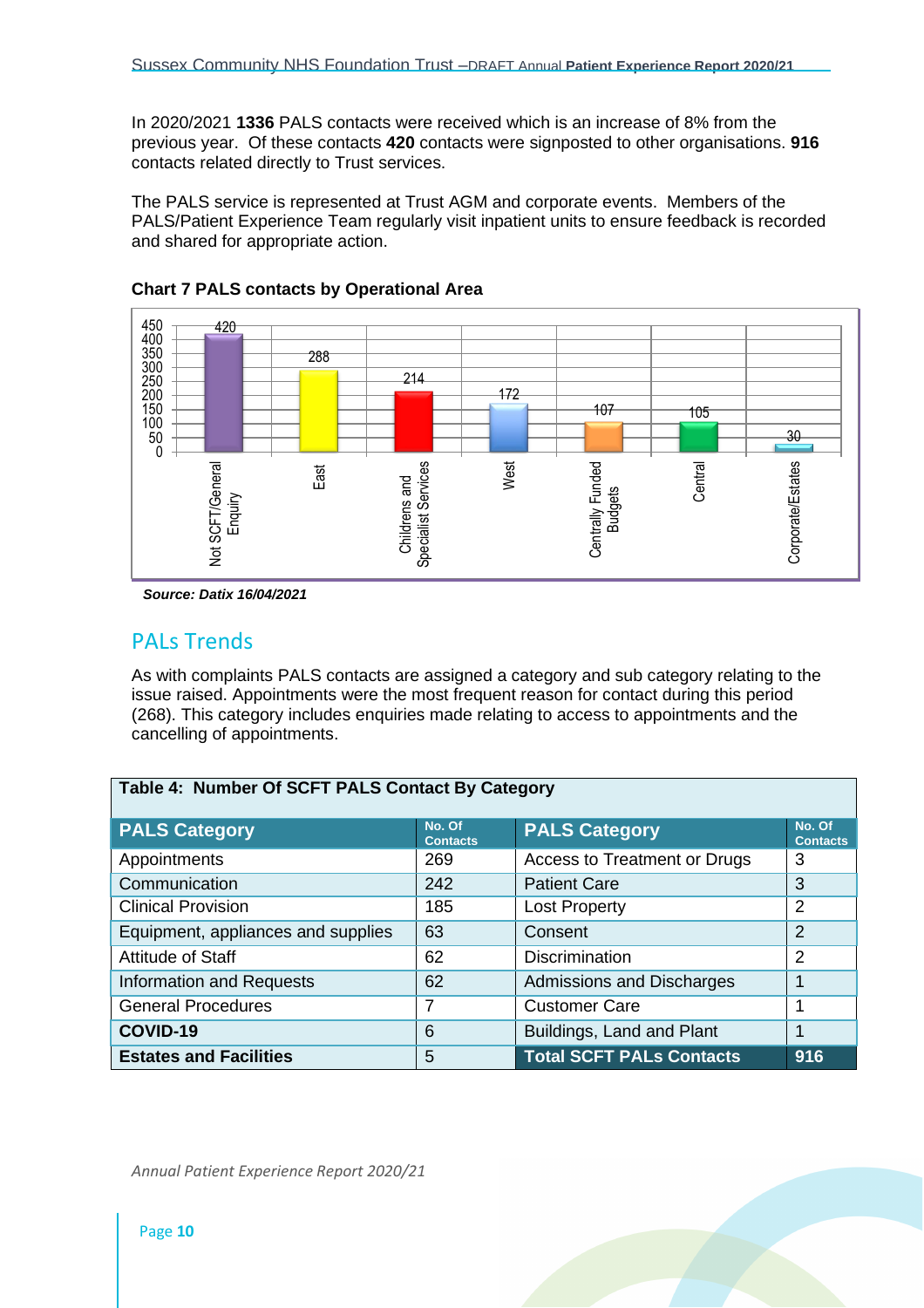In 2020/2021 **1336** PALS contacts were received which is an increase of 8% from the previous year. Of these contacts **420** contacts were signposted to other organisations. **916** contacts related directly to Trust services.

The PALS service is represented at Trust AGM and corporate events. Members of the PALS/Patient Experience Team regularly visit inpatient units to ensure feedback is recorded and shared for appropriate action.

**Chart 7 PALS contacts by Operational Area**

| Operational Area | PALS contacts |
|---|---|
| Not SCFT/General Enquiry | 420 |
| East | 288 |
| Childrens and Specialist Services | 214 |
| West | 172 |
| Centrally Funded Budgets | 107 |
| Central | 105 |
| Corporate/Estates | 30 |

***Source: Datix 16/04/2021***

## PALs Trends

As with complaints PALS contacts are assigned a category and sub category relating to the issue raised. Appointments were the most frequent reason for contact during this period (268). This category includes enquiries made relating to access to appointments and the cancelling of appointments.

**Table 4: Number Of SCFT PALS Contact By Category**

| PALS Category | No. Of Contacts | PALS Category | No. Of Contacts |
|---|---|---|---|
| Appointments | 269 | Access to Treatment or Drugs | 3 |
| Communication | 242 | Patient Care | 3 |
| Clinical Provision | 185 | Lost Property | 2 |
| Equipment, appliances and supplies | 63 | Consent | 2 |
| Attitude of Staff | 62 | Discrimination | 2 |
| Information and Requests | 62 | Admissions and Discharges | 1 |
| General Procedures | 7 | Customer Care | 1 |
| **COVID-19** | 6 | Buildings, Land and Plant | 1 |
| **Estates and Facilities** | 5 | **Total SCFT PALs Contacts** | **916** |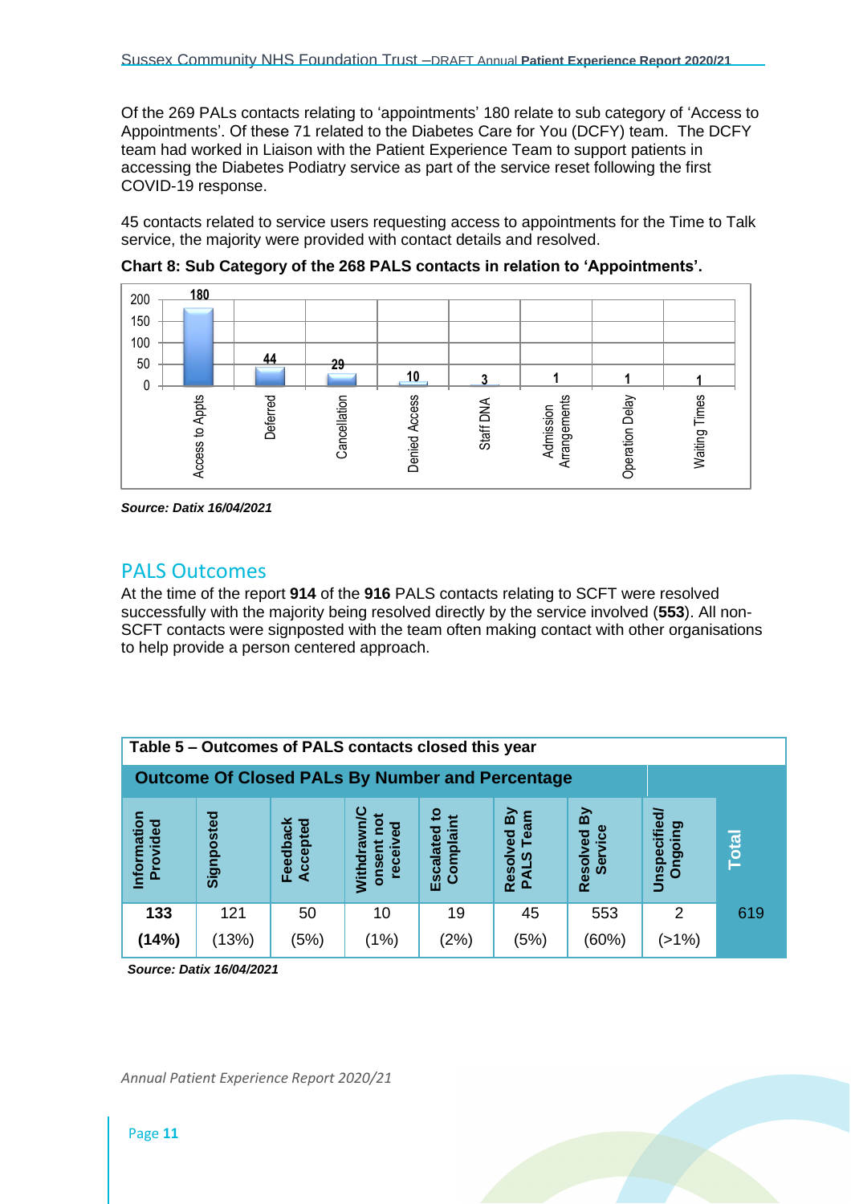Of the 269 PALs contacts relating to 'appointments' 180 relate to sub category of 'Access to Appointments'. Of these 71 related to the Diabetes Care for You (DCFY) team. The DCFY team had worked in Liaison with the Patient Experience Team to support patients in accessing the Diabetes Podiatry service as part of the service reset following the first COVID-19 response.

45 contacts related to service users requesting access to appointments for the Time to Talk service, the majority were provided with contact details and resolved.

**Chart 8: Sub Category of the 268 PALS contacts in relation to 'Appointments'.**

| Sub Category | Number |
|---|---|
| Access to Appts | 180 |
| Deferred | 44 |
| Cancellation | 29 |
| Denied Access | 10 |
| Staff DNA | 3 |
| Admission Arrangements | 1 |
| Operation Delay | 1 |
| Waiting Times | 1 |

***Source: Datix 16/04/2021***

## PALS Outcomes

At the time of the report **914** of the **916** PALS contacts relating to SCFT were resolved successfully with the majority being resolved directly by the service involved (**553**). All non-SCFT contacts were signposted with the team often making contact with other organisations to help provide a person centered approach.

**Table 5 – Outcomes of PALS contacts closed this year**

| **Outcome Of Closed PALs By Number and Percentage** | | | | | | | | |
|---|---|---|---|---|---|---|---|---|
| **Information Provided** | **Signposted** | **Feedback Accepted** | **Withdrawn/Consent not received** | **Escalated to Complaint** | **Resolved By PALS Team** | **Resolved By Service** | **Unspecified/ Ongoing** | **Total** |
| **133** | 121 | 50 | 10 | 19 | 45 | 553 | 2 | 619 |
| **(14%)** | (13%) | (5%) | (1%) | (2%) | (5%) | (60%) | (>1%) | |

***Source: Datix 16/04/2021***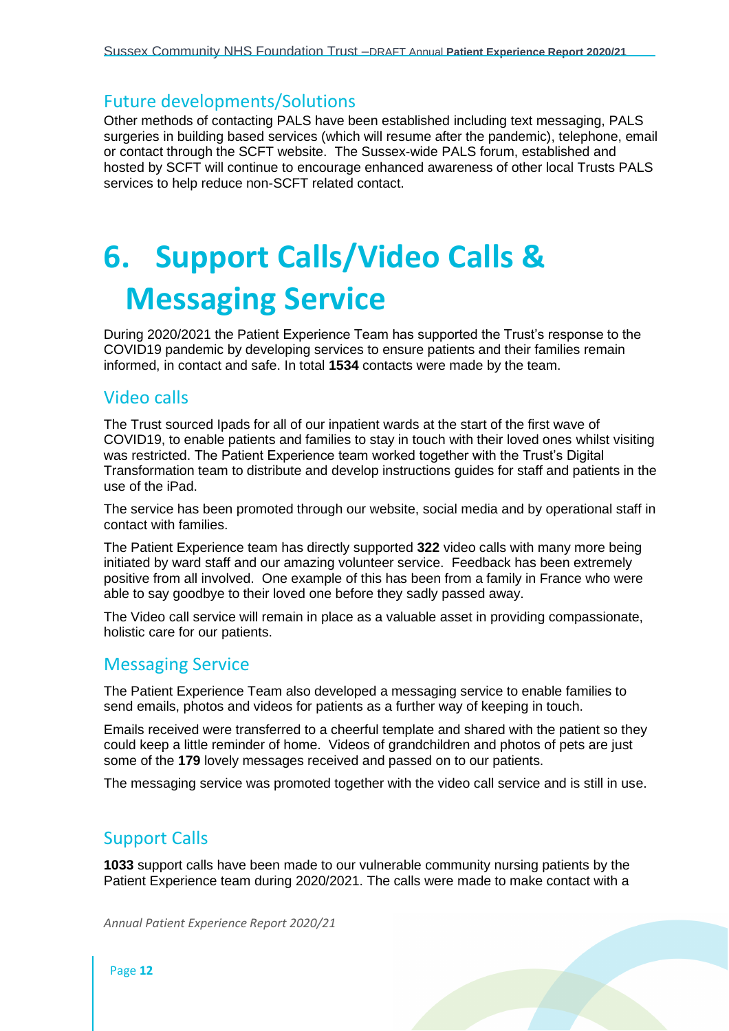## Future developments/Solutions

Other methods of contacting PALS have been established including text messaging, PALS surgeries in building based services (which will resume after the pandemic), telephone, email or contact through the SCFT website. The Sussex-wide PALS forum, established and hosted by SCFT will continue to encourage enhanced awareness of other local Trusts PALS services to help reduce non-SCFT related contact.

# 6. Support Calls/Video Calls & Messaging Service

During 2020/2021 the Patient Experience Team has supported the Trust's response to the COVID19 pandemic by developing services to ensure patients and their families remain informed, in contact and safe. In total **1534** contacts were made by the team.

## Video calls

The Trust sourced Ipads for all of our inpatient wards at the start of the first wave of COVID19, to enable patients and families to stay in touch with their loved ones whilst visiting was restricted. The Patient Experience team worked together with the Trust's Digital Transformation team to distribute and develop instructions guides for staff and patients in the use of the iPad.

The service has been promoted through our website, social media and by operational staff in contact with families.

The Patient Experience team has directly supported **322** video calls with many more being initiated by ward staff and our amazing volunteer service. Feedback has been extremely positive from all involved. One example of this has been from a family in France who were able to say goodbye to their loved one before they sadly passed away.

The Video call service will remain in place as a valuable asset in providing compassionate, holistic care for our patients.

## Messaging Service

The Patient Experience Team also developed a messaging service to enable families to send emails, photos and videos for patients as a further way of keeping in touch.

Emails received were transferred to a cheerful template and shared with the patient so they could keep a little reminder of home. Videos of grandchildren and photos of pets are just some of the **179** lovely messages received and passed on to our patients.

The messaging service was promoted together with the video call service and is still in use.

## Support Calls

**1033** support calls have been made to our vulnerable community nursing patients by the Patient Experience team during 2020/2021. The calls were made to make contact with a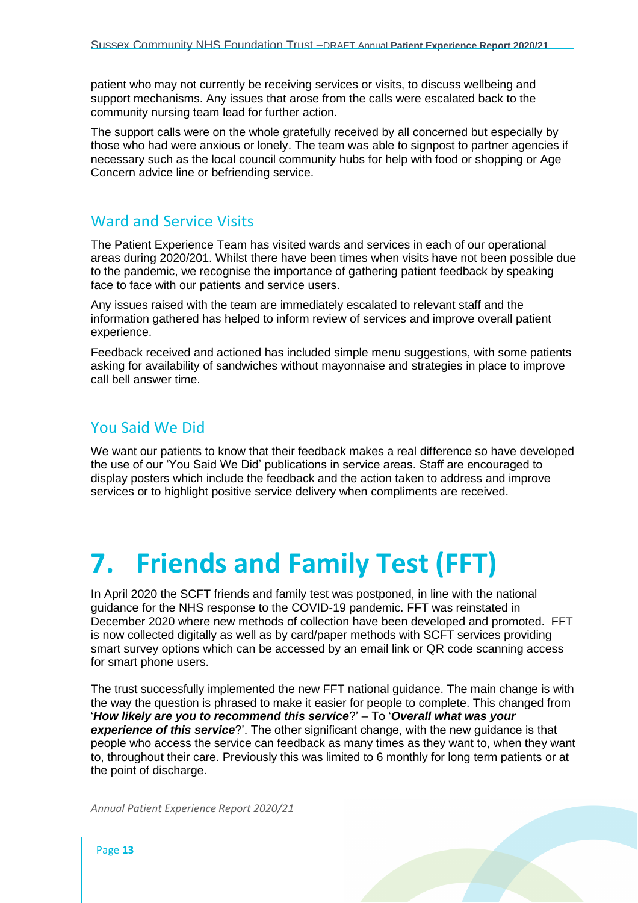patient who may not currently be receiving services or visits, to discuss wellbeing and support mechanisms. Any issues that arose from the calls were escalated back to the community nursing team lead for further action.

The support calls were on the whole gratefully received by all concerned but especially by those who had were anxious or lonely. The team was able to signpost to partner agencies if necessary such as the local council community hubs for help with food or shopping or Age Concern advice line or befriending service.

## Ward and Service Visits

The Patient Experience Team has visited wards and services in each of our operational areas during 2020/201. Whilst there have been times when visits have not been possible due to the pandemic, we recognise the importance of gathering patient feedback by speaking face to face with our patients and service users.

Any issues raised with the team are immediately escalated to relevant staff and the information gathered has helped to inform review of services and improve overall patient experience.

Feedback received and actioned has included simple menu suggestions, with some patients asking for availability of sandwiches without mayonnaise and strategies in place to improve call bell answer time.

## You Said We Did

We want our patients to know that their feedback makes a real difference so have developed the use of our 'You Said We Did' publications in service areas. Staff are encouraged to display posters which include the feedback and the action taken to address and improve services or to highlight positive service delivery when compliments are received.

# 7. Friends and Family Test (FFT)

In April 2020 the SCFT friends and family test was postponed, in line with the national guidance for the NHS response to the COVID-19 pandemic. FFT was reinstated in December 2020 where new methods of collection have been developed and promoted. FFT is now collected digitally as well as by card/paper methods with SCFT services providing smart survey options which can be accessed by an email link or QR code scanning access for smart phone users.

The trust successfully implemented the new FFT national guidance. The main change is with the way the question is phrased to make it easier for people to complete. This changed from '***How likely are you to recommend this service***?' – To '***Overall what was your experience of this service***?'. The other significant change, with the new guidance is that people who access the service can feedback as many times as they want to, when they want to, throughout their care. Previously this was limited to 6 monthly for long term patients or at the point of discharge.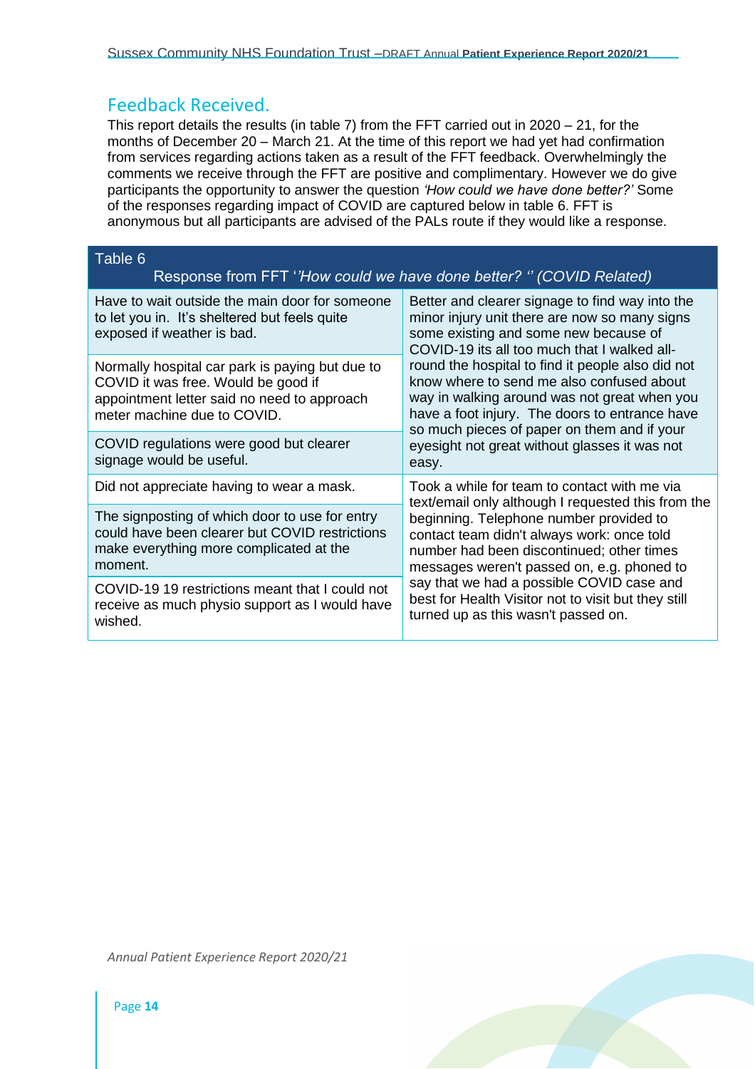## Feedback Received.

This report details the results (in table 7) from the FFT carried out in 2020 – 21, for the months of December 20 – March 21. At the time of this report we had yet had confirmation from services regarding actions taken as a result of the FFT feedback. Overwhelmingly the comments we receive through the FFT are positive and complimentary. However we do give participants the opportunity to answer the question *'How could we have done better?'* Some of the responses regarding impact of COVID are captured below in table 6. FFT is anonymous but all participants are advised of the PALs route if they would like a response.

| Table 6 Response from FFT ''*How could we have done better? '' (COVID Related)* | |
|---|---|
| Have to wait outside the main door for someone to let you in. It's sheltered but feels quite exposed if weather is bad. | Better and clearer signage to find way into the minor injury unit there are now so many signs some existing and some new because of COVID-19 its all too much that I walked all-round the hospital to find it people also did not know where to send me also confused about way in walking around was not great when you have a foot injury. The doors to entrance have so much pieces of paper on them and if your eyesight not great without glasses it was not easy. |
| Normally hospital car park is paying but due to COVID it was free. Would be good if appointment letter said no need to approach meter machine due to COVID. | |
| COVID regulations were good but clearer signage would be useful. | |
| Did not appreciate having to wear a mask. | Took a while for team to contact with me via text/email only although I requested this from the beginning. Telephone number provided to contact team didn't always work: once told number had been discontinued; other times messages weren't passed on, e.g. phoned to say that we had a possible COVID case and best for Health Visitor not to visit but they still turned up as this wasn't passed on. |
| The signposting of which door to use for entry could have been clearer but COVID restrictions make everything more complicated at the moment. | |
| COVID-19 19 restrictions meant that I could not receive as much physio support as I would have wished. | |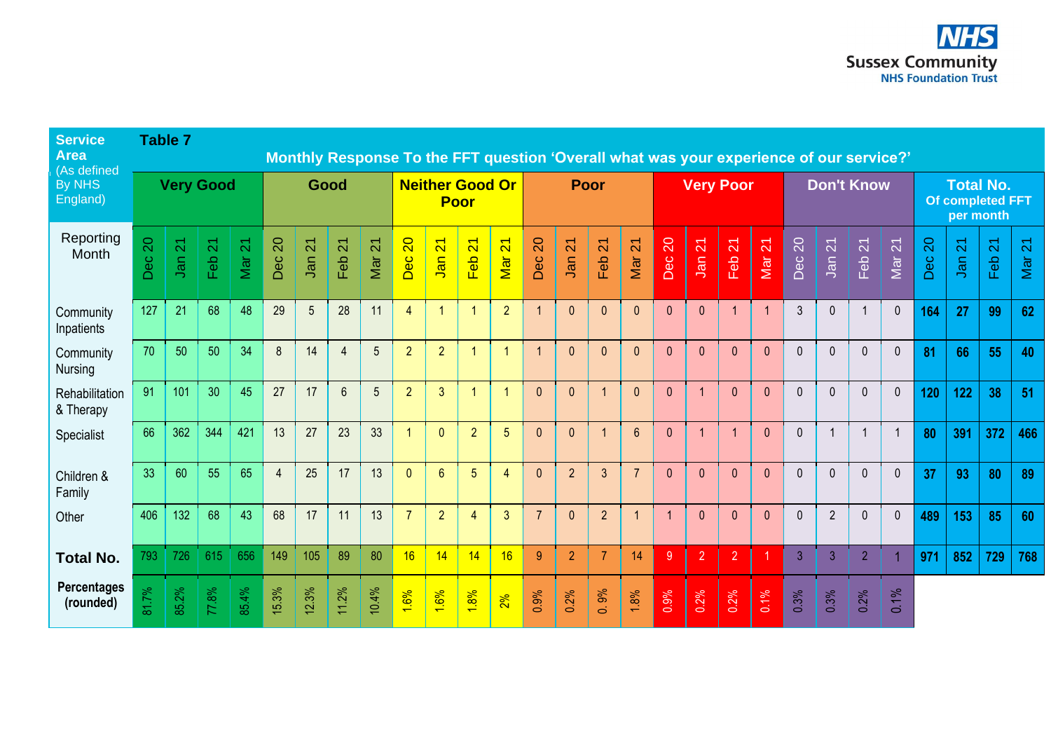**Table 7**

**Monthly Response To the FFT question 'Overall what was your experience of our service?'**

| Service Area (As defined By NHS England) | Very Good | | | | Good | | | | Neither Good Or Poor | | | | Poor | | | | Very Poor | | | | Don't Know | | | | Total No. Of completed FFT per month | | | |
|---|---|---|---|---|---|---|---|---|---|---|---|---|---|---|---|---|---|---|---|---|---|---|---|---|---|---|---|---|
| Reporting Month | Dec 20 | Jan 21 | Feb 21 | Mar 21 | Dec 20 | Jan 21 | Feb 21 | Mar 21 | Dec 20 | Jan 21 | Feb 21 | Mar 21 | Dec 20 | Jan 21 | Feb 21 | Mar 21 | Dec 20 | Jan 21 | Feb 21 | Mar 21 | Dec 20 | Jan 21 | Feb 21 | Mar 21 | Dec 20 | Jan 21 | Feb 21 | Mar 21 |
| Community Inpatients | 127 | 21 | 68 | 48 | 29 | 5 | 28 | 11 | 4 | 1 | 1 | 2 | 1 | 0 | 0 | 0 | 0 | 0 | 1 | 1 | 3 | 0 | 1 | 0 | **164** | **27** | **99** | **62** |
| Community Nursing | 70 | 50 | 50 | 34 | 8 | 14 | 4 | 5 | 2 | 2 | 1 | 1 | 1 | 0 | 0 | 0 | 0 | 0 | 0 | 0 | 0 | 0 | 0 | 0 | **81** | **66** | **55** | **40** |
| Rehabilitation & Therapy | 91 | 101 | 30 | 45 | 27 | 17 | 6 | 5 | 2 | 3 | 1 | 1 | 0 | 0 | 1 | 0 | 0 | 1 | 0 | 0 | 0 | 0 | 0 | 0 | **120** | **122** | **38** | **51** |
| Specialist | 66 | 362 | 344 | 421 | 13 | 27 | 23 | 33 | 1 | 0 | 2 | 5 | 0 | 0 | 1 | 6 | 0 | 1 | 1 | 0 | 0 | 1 | 1 | 1 | **80** | **391** | **372** | **466** |
| Children & Family | 33 | 60 | 55 | 65 | 4 | 25 | 17 | 13 | 0 | 6 | 5 | 4 | 0 | 2 | 3 | 7 | 0 | 0 | 0 | 0 | 0 | 0 | 0 | 0 | **37** | **93** | **80** | **89** |
| Other | 406 | 132 | 68 | 43 | 68 | 17 | 11 | 13 | 7 | 2 | 4 | 3 | 7 | 0 | 2 | 1 | 1 | 0 | 0 | 0 | 0 | 2 | 0 | 0 | **489** | **153** | **85** | **60** |
| **Total No.** | 793 | 726 | 615 | 656 | 149 | 105 | 89 | 80 | 16 | 14 | 14 | 16 | 9 | 2 | 7 | 14 | 9 | 2 | 2 | 1 | 3 | 3 | 2 | 1 | **971** | **852** | **729** | **768** |
| **Percentages (rounded)** | 81.7% | 85.2% | 77.8% | 85.4% | 15.3% | 12.3% | 11.2% | 10.4% | 1.6% | 1.6% | 1.8% | 2% | 0.9% | 0.2% | 0.9% | 1.8% | 0.9% | 0.2% | 0.2% | 0.1% | 0.3% | 0.3% | 0.2% | 0.1% | | | | |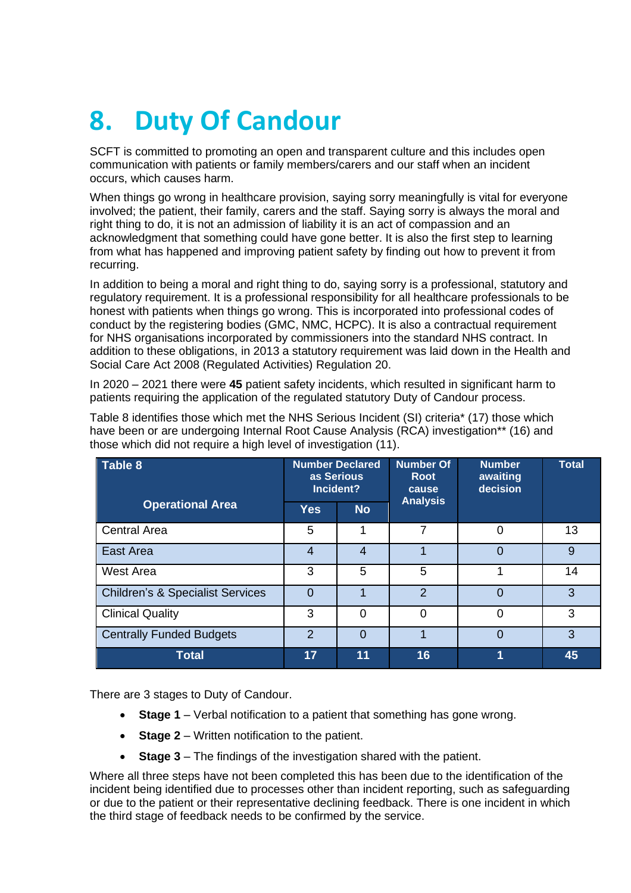# 8. Duty Of Candour

SCFT is committed to promoting an open and transparent culture and this includes open communication with patients or family members/carers and our staff when an incident occurs, which causes harm.

When things go wrong in healthcare provision, saying sorry meaningfully is vital for everyone involved; the patient, their family, carers and the staff. Saying sorry is always the moral and right thing to do, it is not an admission of liability it is an act of compassion and an acknowledgment that something could have gone better. It is also the first step to learning from what has happened and improving patient safety by finding out how to prevent it from recurring.

In addition to being a moral and right thing to do, saying sorry is a professional, statutory and regulatory requirement. It is a professional responsibility for all healthcare professionals to be honest with patients when things go wrong. This is incorporated into professional codes of conduct by the registering bodies (GMC, NMC, HCPC). It is also a contractual requirement for NHS organisations incorporated by commissioners into the standard NHS contract. In addition to these obligations, in 2013 a statutory requirement was laid down in the Health and Social Care Act 2008 (Regulated Activities) Regulation 20.

In 2020 – 2021 there were **45** patient safety incidents, which resulted in significant harm to patients requiring the application of the regulated statutory Duty of Candour process.

Table 8 identifies those which met the NHS Serious Incident (SI) criteria* (17) those which have been or are undergoing Internal Root Cause Analysis (RCA) investigation** (16) and those which did not require a high level of investigation (11).

| Table 8<br>Operational Area | Number Declared as Serious Incident? | | Number Of Root cause Analysis | Number awaiting decision | Total |
|---|---|---|---|---|---|
| | Yes | No | | | |
| Central Area | 5 | 1 | 7 | 0 | 13 |
| East Area | 4 | 4 | 1 | 0 | 9 |
| West Area | 3 | 5 | 5 | 1 | 14 |
| Children's & Specialist Services | 0 | 1 | 2 | 0 | 3 |
| Clinical Quality | 3 | 0 | 0 | 0 | 3 |
| Centrally Funded Budgets | 2 | 0 | 1 | 0 | 3 |
| **Total** | **17** | **11** | **16** | **1** | **45** |

There are 3 stages to Duty of Candour.

- **Stage 1** – Verbal notification to a patient that something has gone wrong.
- **Stage 2** – Written notification to the patient.
- **Stage 3** – The findings of the investigation shared with the patient.

Where all three steps have not been completed this has been due to the identification of the incident being identified due to processes other than incident reporting, such as safeguarding or due to the patient or their representative declining feedback. There is one incident in which the third stage of feedback needs to be confirmed by the service.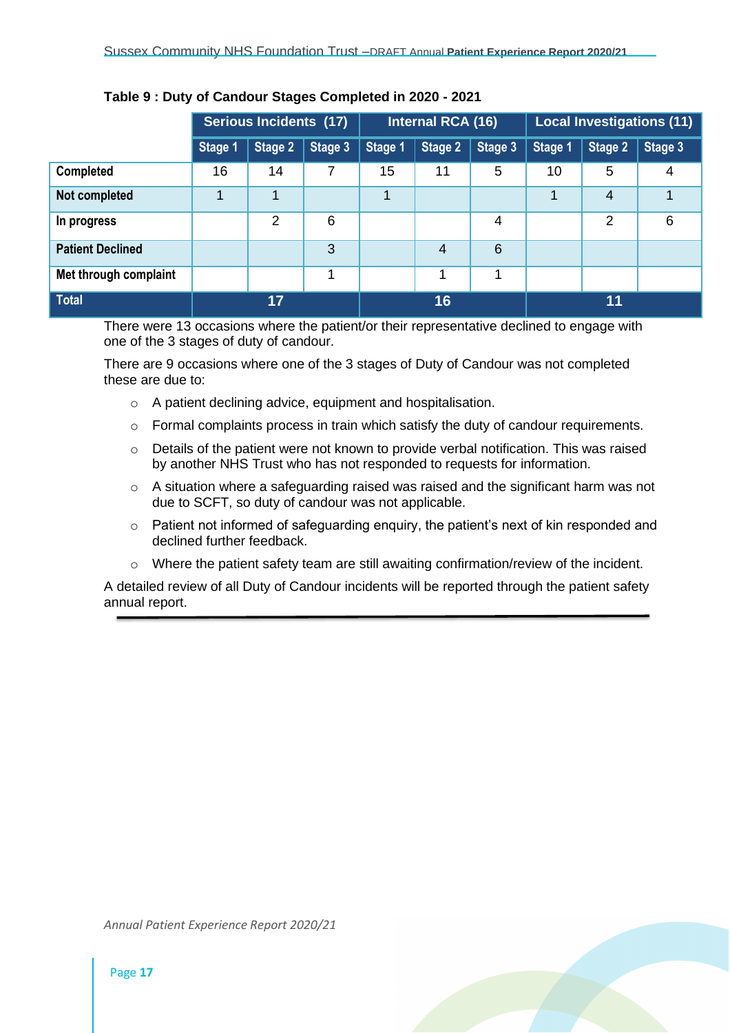**Table 9 : Duty of Candour Stages Completed in 2020 - 2021**

| | Serious Incidents (17) | | | Internal RCA (16) | | | Local Investigations (11) | | |
|---|---|---|---|---|---|---|---|---|---|
| | Stage 1 | Stage 2 | Stage 3 | Stage 1 | Stage 2 | Stage 3 | Stage 1 | Stage 2 | Stage 3 |
| **Completed** | 16 | 14 | 7 | 15 | 11 | 5 | 10 | 5 | 4 |
| **Not completed** | 1 | 1 | | 1 | | | 1 | 4 | 1 |
| **In progress** | | 2 | 6 | | | 4 | | 2 | 6 |
| **Patient Declined** | | | 3 | | 4 | 6 | | | |
| **Met through complaint** | | | 1 | | 1 | 1 | | | |
| **Total** | 17 | | | 16 | | | 11 | | |

There were 13 occasions where the patient/or their representative declined to engage with one of the 3 stages of duty of candour.

There are 9 occasions where one of the 3 stages of Duty of Candour was not completed these are due to:

- A patient declining advice, equipment and hospitalisation.
- Formal complaints process in train which satisfy the duty of candour requirements.
- Details of the patient were not known to provide verbal notification. This was raised by another NHS Trust who has not responded to requests for information.
- A situation where a safeguarding raised was raised and the significant harm was not due to SCFT, so duty of candour was not applicable.
- Patient not informed of safeguarding enquiry, the patient's next of kin responded and declined further feedback.
- Where the patient safety team are still awaiting confirmation/review of the incident.

A detailed review of all Duty of Candour incidents will be reported through the patient safety annual report.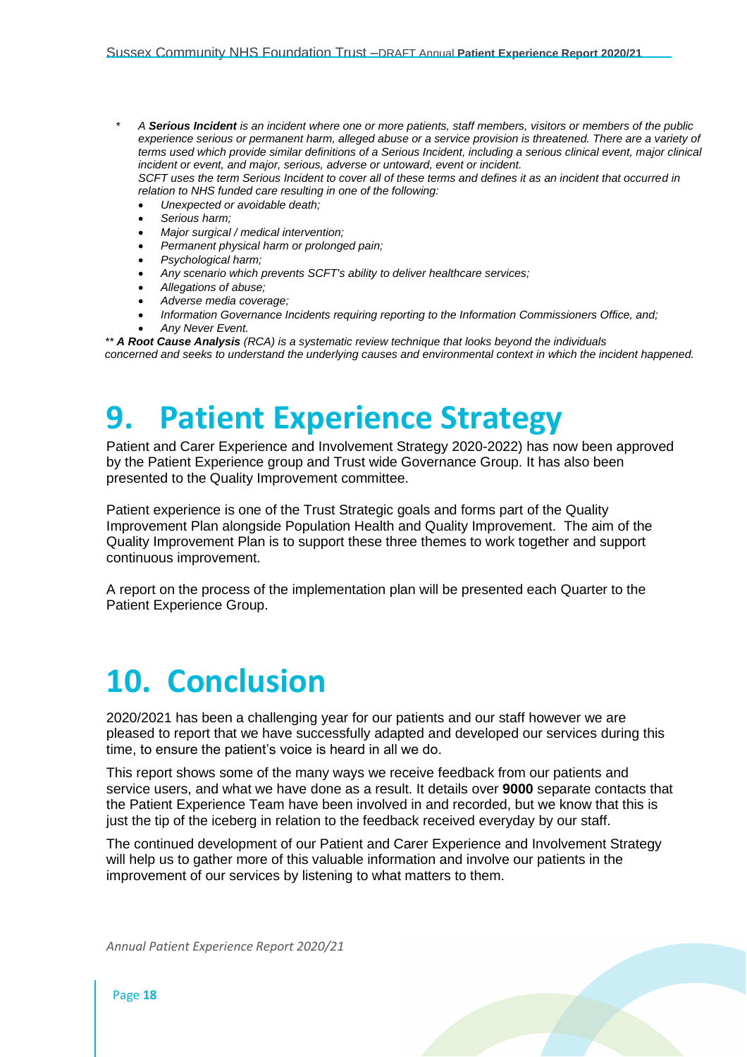\* *A **Serious Incident** is an incident where one or more patients, staff members, visitors or members of the public experience serious or permanent harm, alleged abuse or a service provision is threatened. There are a variety of terms used which provide similar definitions of a Serious Incident, including a serious clinical event, major clinical incident or event, and major, serious, adverse or untoward, event or incident.*
*SCFT uses the term Serious Incident to cover all of these terms and defines it as an incident that occurred in relation to NHS funded care resulting in one of the following:*

- *Unexpected or avoidable death;*
- *Serious harm;*
- *Major surgical / medical intervention;*
- *Permanent physical harm or prolonged pain;*
- *Psychological harm;*
- *Any scenario which prevents SCFT's ability to deliver healthcare services;*
- *Allegations of abuse;*
- *Adverse media coverage;*
- *Information Governance Incidents requiring reporting to the Information Commissioners Office, and;*
- *Any Never Event.*

\*\* ***A Root Cause Analysis** (RCA) is a systematic review technique that looks beyond the individuals concerned and seeks to understand the underlying causes and environmental context in which the incident happened.*

# 9. Patient Experience Strategy

Patient and Carer Experience and Involvement Strategy 2020-2022) has now been approved by the Patient Experience group and Trust wide Governance Group. It has also been presented to the Quality Improvement committee.

Patient experience is one of the Trust Strategic goals and forms part of the Quality Improvement Plan alongside Population Health and Quality Improvement. The aim of the Quality Improvement Plan is to support these three themes to work together and support continuous improvement.

A report on the process of the implementation plan will be presented each Quarter to the Patient Experience Group.

# 10. Conclusion

2020/2021 has been a challenging year for our patients and our staff however we are pleased to report that we have successfully adapted and developed our services during this time, to ensure the patient's voice is heard in all we do.

This report shows some of the many ways we receive feedback from our patients and service users, and what we have done as a result. It details over **9000** separate contacts that the Patient Experience Team have been involved in and recorded, but we know that this is just the tip of the iceberg in relation to the feedback received everyday by our staff.

The continued development of our Patient and Carer Experience and Involvement Strategy will help us to gather more of this valuable information and involve our patients in the improvement of our services by listening to what matters to them.